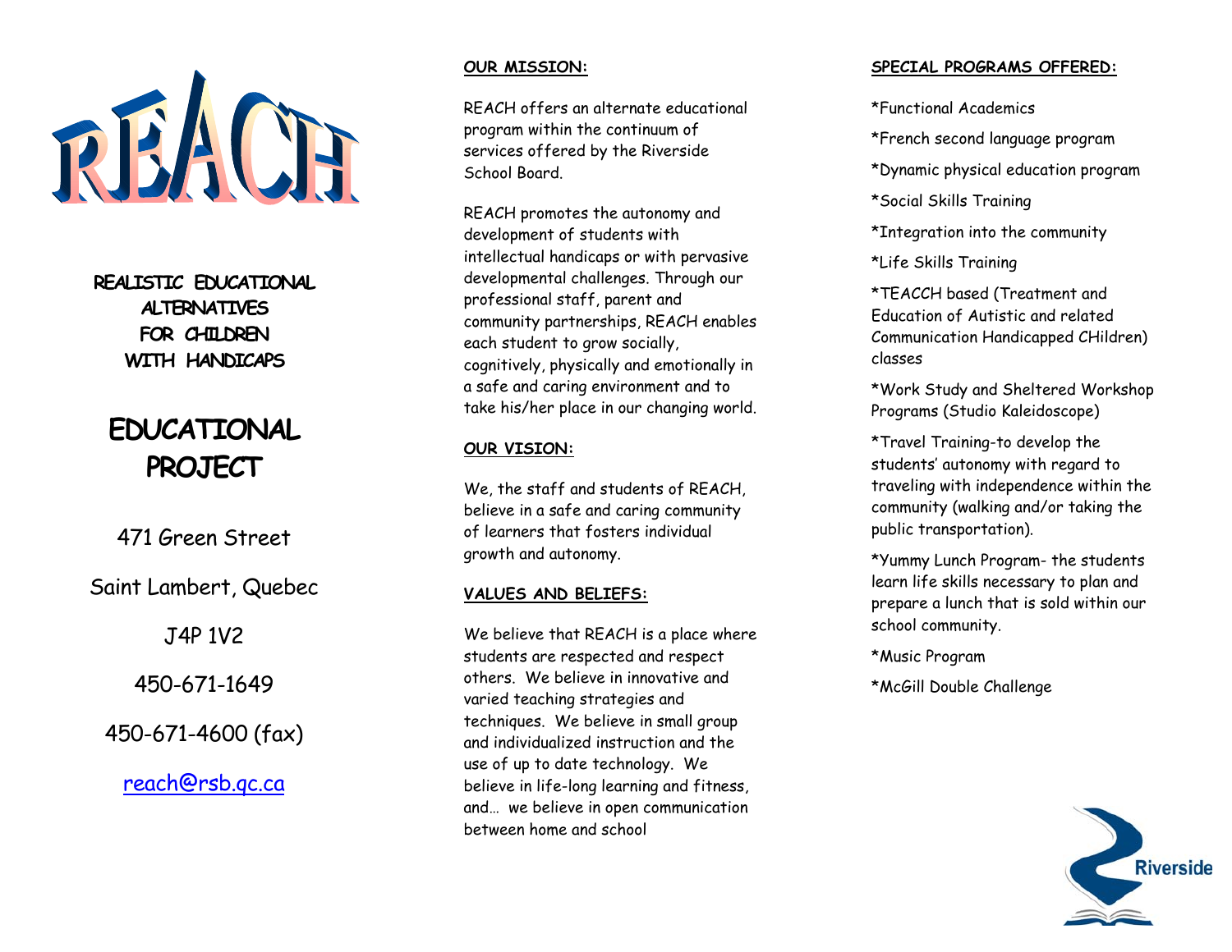# REACH

**REALISTIC EDUCATIONAL ALTERNATIVES FOR CHILDREN WITH HANDICAPS**

## EDUCATIONAL PROJECT

471 Green Street

Saint Lambert, Quebec

J4P 1V2

450-671-1649

450-671-4600 (fax)

reach@rsb.qc.ca

### OUR MISSION:

REACH offers an alternate educational program within the continuum of services offered by the Riverside School Board.

REACH promotes the autonomy and development of students with intellectual handicaps or with pervasive developmental challenges. Through our professional staff, parent and community partnerships, REACH enables each student to grow socially, cognitively, physically and emotionally in a safe and caring environment and to take his/her place in our changing world.

### OUR VISION:

We, the staff and students of REACH, believe in a safe and caring community of learners that fosters individual growth and autonomy.

### VALUES AND BELIEFS:

We believe that REACH is a place where students are respected and respect others. We believe in innovative and varied teaching strategies and techniques. We believe in small group and individualized instruction and the use of up to date technology. We believe in life-long learning and fitness, and… we believe in open communication between home and school

### SPECIAL PROGRAMS OFFERED:

*Functional Academics

*French second language program

*Dynamic physical education program

*Social Skills Training

*Integration into the community

*Life Skills Training

*TEACCH based (Treatment and Education of Autistic and related Communication Handicapped CHildren) classes

*Work Study and Sheltered Workshop Programs (Studio Kaleidoscope)

*Travel Training-to develop the students' autonomy with regard to traveling with independence within the community (walking and/or taking the public transportation).

*Yummy Lunch Program- the students learn life skills necessary to plan and prepare a lunch that is sold within our school community.

*Music Program

*McGill Double Challenge

Riverside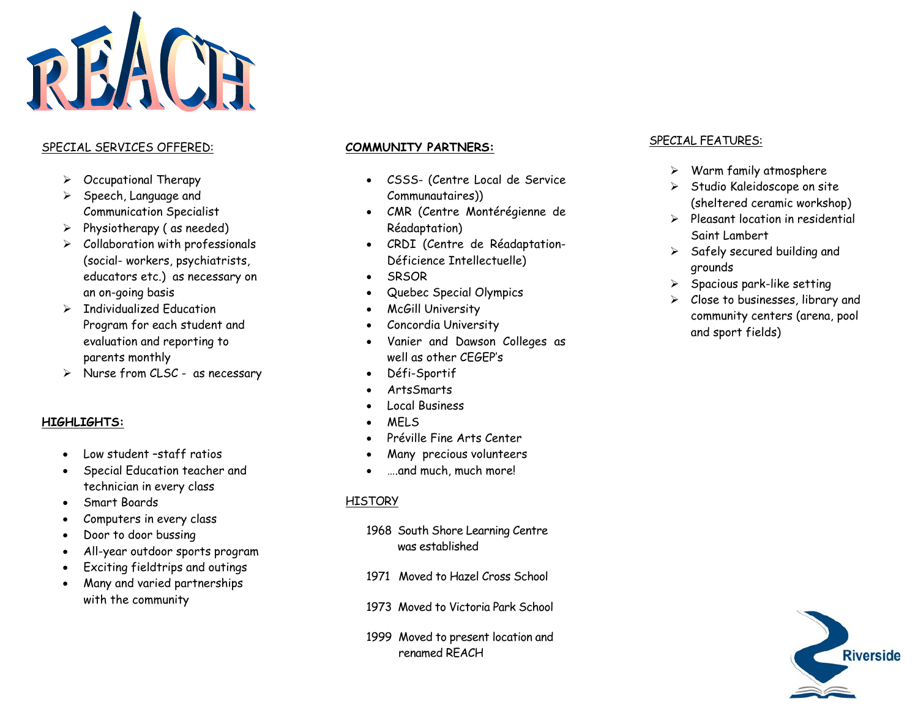# REACH

SPECIAL SERVICES OFFERED:

- Occupational Therapy
- Speech, Language and Communication Specialist
- Physiotherapy ( as needed)
- Collaboration with professionals (social- workers, psychiatrists, educators etc.) as necessary on an on-going basis
- Individualized Education Program for each student and evaluation and reporting to parents monthly
- Nurse from CLSC - as necessary

**HIGHLIGHTS:**

- Low student –staff ratios
- Special Education teacher and technician in every class
- Smart Boards
- Computers in every class
- Door to door bussing
- All-year outdoor sports program
- Exciting fieldtrips and outings
- Many and varied partnerships with the community

**COMMUNITY PARTNERS:**

- CSSS- (Centre Local de Service Communautaires))
- CMR (Centre Montérégienne de Réadaptation)
- CRDI (Centre de Réadaptation-Déficience Intellectuelle)
- SRSOR
- Quebec Special Olympics
- McGill University
- Concordia University
- Vanier and Dawson Colleges as well as other CEGEP's
- Défi-Sportif
- ArtsSmarts
- Local Business
- MELS
- Préville Fine Arts Center
- Many precious volunteers
- ….and much, much more!

HISTORY

1968 South Shore Learning Centre was established

1971 Moved to Hazel Cross School

1973 Moved to Victoria Park School

1999 Moved to present location and renamed REACH

SPECIAL FEATURES:

- Warm family atmosphere
- Studio Kaleidoscope on site (sheltered ceramic workshop)
- Pleasant location in residential Saint Lambert
- Safely secured building and grounds
- Spacious park-like setting
- Close to businesses, library and community centers (arena, pool and sport fields)

Riverside